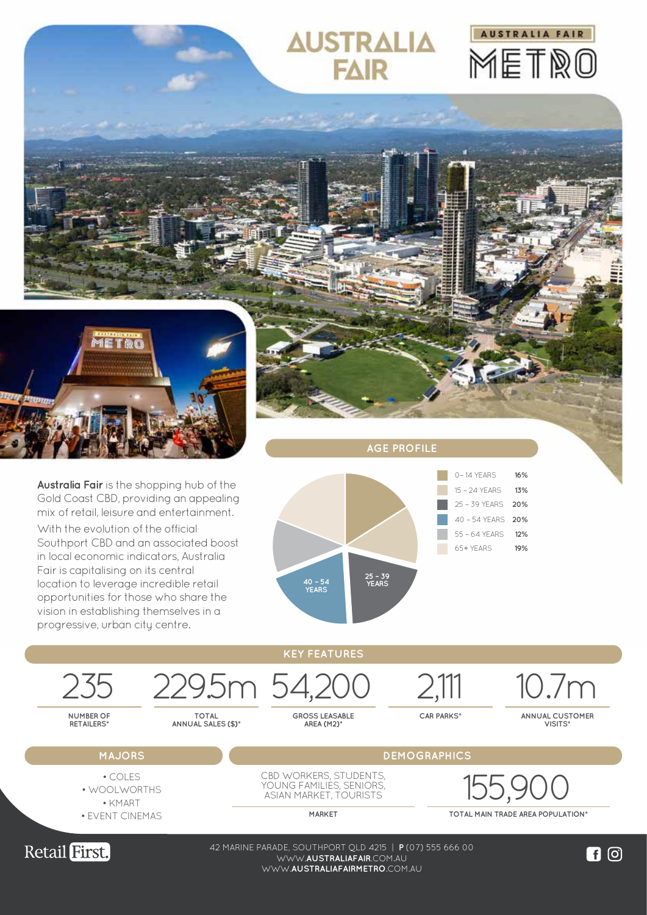# AUSTRALIA FAIR

AUSTRALIA FAIR METRO

**Australia Fair** is the shopping hub of the Gold Coast CBD, providing an appealing mix of retail, leisure and entertainment.

With the evolution of the official Southport CBD and an associated boost in local economic indicators, Australia Fair is capitalising on its central location to leverage incredible retail opportunities for those who share the vision in establishing themselves in a progressive, urban city centre.

## AGE PROFILE

| Age | % |
|---|---|
| 0 – 14 YEARS | 16% |
| 15 – 24 YEARS | 13% |
| 25 – 39 YEARS | 20% |
| 40 – 54 YEARS | 20% |
| 55 – 64 YEARS | 12% |
| 65+ YEARS | 19% |

## KEY FEATURES

| 235 | 229.5m | 54,200 | 2,111 | 10.7m |
|---|---|---|---|---|
| NUMBER OF RETAILERS* | TOTAL ANNUAL SALES ($)* | GROSS LEASABLE AREA (M2)* | CAR PARKS* | ANNUAL CUSTOMER VISITS* |

## MAJORS

- COLES
- WOOLWORTHS
- KMART
- EVENT CINEMAS

## DEMOGRAPHICS

CBD WORKERS, STUDENTS, YOUNG FAMILIES, SENIORS, ASIAN MARKET, TOURISTS

**MARKET**

155,900

**TOTAL MAIN TRADE AREA POPULATION***

Retail First.

42 MARINE PARADE, SOUTHPORT QLD 4215 | **P** (07) 555 666 00
WWW.**AUSTRALIAFAIR**.COM.AU
WWW.**AUSTRALIAFAIRMETRO**.COM.AU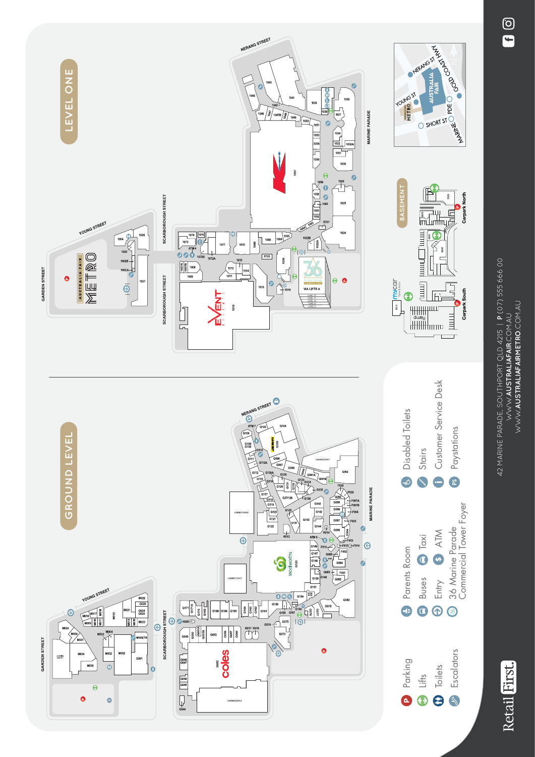# LEVEL ONE

# GROUND LEVEL

## BASEMENT

Carpark North

Carpark South

- Parking
- Lifts
- Toilets
- Escalators
- Parents Room
- Buses
- Entry
- 36 Marine Parade Commercial Tower Foyer
- Taxi
- ATM
- Disabled Toilets
- Stairs
- Customer Service Desk
- Paystations

42 MARINE PARADE, SOUTHPORT QLD 4215 | P (07) 555 666 00

WWW.AUSTRALIAFAIR.COM.AU

WWW.AUSTRALIAFAIRMETRO.COM.AU

Retail First.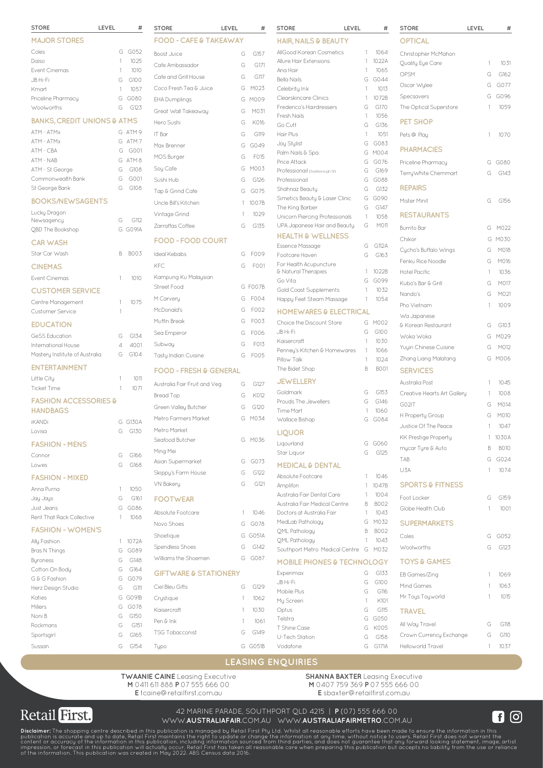## MAJOR STORES

| STORE | LEVEL | # |
|---|---|---|
| Coles | G | G052 |
| Daiso | 1 | 1025 |
| Event Cinemas | 1 | 1010 |
| JB Hi-Fi | G | G100 |
| Kmart | 1 | 1057 |
| Priceline Pharmacy | G | G080 |
| Woolworths | G | G123 |

## BANKS, CREDIT UNIONS & ATMS

| STORE | LEVEL | # |
|---|---|---|
| ATM - ATMx | G | ATM 9 |
| ATM - ATMx | G | ATM 7 |
| ATM - CBA | G | G001 |
| ATM - NAB | G | ATM 8 |
| ATM - St George | G | G108 |
| Commonwealth Bank | G | G001 |
| St George Bank | G | G108 |

## BOOKS/NEWSAGENTS

| STORE | LEVEL | # |
|---|---|---|
| Lucky Dragon Newsagency | G | G112 |
| QBD The Bookshop | G | G091A |

## CAR WASH

| STORE | LEVEL | # |
|---|---|---|
| Star Car Wash | B | B003 |

## CINEMAS

| STORE | LEVEL | # |
|---|---|---|
| Event Cinemas | 1 | 1010 |

## CUSTOMER SERVICE

| STORE | LEVEL | # |
|---|---|---|
| Centre Management | 1 | 1075 |
| Customer Service | 1 | |

## EDUCATION

| STORE | LEVEL | # |
|---|---|---|
| GeSS Education | G | G134 |
| International House | 4 | 4001 |
| Mastery Institute of Australia | G | G104 |

## ENTERTAINMENT

| STORE | LEVEL | # |
|---|---|---|
| Little City | 1 | 1011 |
| Ticket Time | 1 | 1071 |

## FASHION ACCESSORIES & HANDBAGS

| STORE | LEVEL | # |
|---|---|---|
| iKANDi | G | G130A |
| Lovisa | G | G130 |

## FASHION - MENS

| STORE | LEVEL | # |
|---|---|---|
| Connor | G | G166 |
| Lowes | G | G168 |

## FASHION - MIXED

| STORE | LEVEL | # |
|---|---|---|
| Anna Purna | 1 | 1050 |
| Jay Jays | G | G161 |
| Just Jeans | G | G086 |
| Rent That Rack Collective | 1 | 1068 |

## FASHION - WOMEN'S

| STORE | LEVEL | # |
|---|---|---|
| Ally Fashion | 1 | 1072A |
| Bras N Things | G | G089 |
| Byroness | G | G148 |
| Cotton On Body | G | G164 |
| G & G Fashion | G | G079 |
| Herz Design Studio | G | G111 |
| Katies | G | G091B |
| Millers | G | G078 |
| Noni B | G | G150 |
| Rockmans | G | G151 |
| Sportsgirl | G | G165 |
| Sussan | G | G154 |

## FOOD - CAFE & TAKEAWAY

| STORE | LEVEL | # |
|---|---|---|
| Boost Juice | G | G157 |
| Cafe Ambassador | G | G171 |
| Cafe and Grill House | G | G117 |
| Coco Fresh Tea & Juice | G | M023 |
| EHA Dumplings | G | M009 |
| Great Wall Takeaway | G | M031 |
| Hero Sushi | G | K016 |
| IT Bar | G | G119 |
| Max Brenner | G | G049 |
| MOS Burger | G | F015 |
| Soy Cafe | G | M003 |
| Sushi Hub | G | G126 |
| Tap & Grind Cafe | G | G075 |
| Uncle Bill's Kitchen | 1 | 1007B |
| Vintage Grind | 1 | 1029 |
| Zarraffas Coffee | G | G135 |

## FOOD - FOOD COURT

| STORE | LEVEL | # |
|---|---|---|
| Ideal Kebabs | G | F009 |
| KFC | G | F001 |
| Kampung Ku Malaysian Street Food | G | F007B |
| M Carvery | G | F004 |
| McDonald's | G | F002 |
| Muffin Break | G | F003 |
| Sea Emperor | G | F006 |
| Subway | G | F013 |
| Tasty Indian Cuisine | G | F005 |

## FOOD - FRESH & GENERAL

| STORE | LEVEL | # |
|---|---|---|
| Australia Fair Fruit and Veg | G | G127 |
| Bread Top | G | K012 |
| Green Valley Butcher | G | G120 |
| Metro Farmers Market | G | M034 |
| Metro Market Seafood Butcher | G | M036 |
| Ming Mei Asian Supermarket | G | G073 |
| Skippy's Farm House | G | G122 |
| VN Bakery | G | G121 |

## FOOTWEAR

| STORE | LEVEL | # |
|---|---|---|
| Absolute Footcare | 1 | 1046 |
| Novo Shoes | G | G078 |
| Shoetique | G | G051A |
| Spendless Shoes | G | G142 |
| Williams the Shoemen | G | G087 |

## GIFTWARE & STATIONERY

| STORE | LEVEL | # |
|---|---|---|
| Ciel Bleu Gifts | G | G129 |
| Crystique | 1 | 1062 |
| Kaisercraft | 1 | 1030 |
| Pen & Ink | 1 | 1061 |
| TSG Tobacconist | G | G149 |
| Typo | G | G051B |

## HAIR, NAILS & BEAUTY

| STORE | LEVEL | # |
|---|---|---|
| AllGood Korean Cosmetics | 1 | 1064 |
| Allure Hair Extensions | 1 | 1022A |
| Aria Hair | 1 | 1065 |
| Bella Nails | G | G044 |
| Celebrity Ink | 1 | 1013 |
| Clearskincare Clinics | 1 | 1072B |
| Frederico's Hairdressers | G | G170 |
| Fresh Nails | 1 | 1056 |
| Go Cutt | G | G136 |
| Hair Plus | 1 | 1051 |
| Joy Stylist | G | G083 |
| Palm Nails & Spa | G | M004 |
| Price Attack | G | G076 |
| Professionail (Scarborough St) | G | G169 |
| Professionail | G | G088 |
| Shahnaz Beauty | G | G132 |
| Simetics Beauty & Laser Clinic | G | G090 |
| The King Barber | G | G147 |
| Unicorn Piercing Professionals | 1 | 1058 |
| UPA Japanese Hair and Beauty | G | M011 |

## HEALTH & WELLNESS

| STORE | LEVEL | # |
|---|---|---|
| Essence Massage | G | G112A |
| Footcare Haven | G | G163 |
| For Health Acupuncture & Natural Therapies | 1 | 1022B |
| Go Vita | G | G099 |
| Gold Coast Supplements | 1 | 1032 |
| Happy Feet Steam Massage | 1 | 1054 |

## HOMEWARES & ELECTRICAL

| STORE | LEVEL | # |
|---|---|---|
| Choice the Discount Store | G | M002 |
| JB Hi-Fi | G | G100 |
| Kaisercraft | 1 | 1030 |
| Penney's Kitchen & Homewares | 1 | 1066 |
| Pillow Talk | 1 | 1024 |
| The Bidet Shop | B | B001 |

## JEWELLERY

| STORE | LEVEL | # |
|---|---|---|
| Goldmark | G | G153 |
| Prouds The Jewellers | G | G146 |
| Time Mart | 1 | 1060 |
| Wallace Bishop | G | G084 |

## LIQUOR

| STORE | LEVEL | # |
|---|---|---|
| Liqourland | G | G060 |
| Star Liquor | G | G125 |

## MEDICAL & DENTAL

| STORE | LEVEL | # |
|---|---|---|
| Absolute Footcare | 1 | 1046 |
| Amplifon | 1 | 1047B |
| Australia Fair Dental Care | 1 | 1004 |
| Australia Fair Medical Centre | B | B002 |
| Doctors at Australia Fair | 1 | 1043 |
| MedLab Pathology | G | M032 |
| QML Pathology | B | B002 |
| QML Pathology | 1 | 1043 |
| Southport Metro Medical Centre | G | M032 |

## MOBILE PHONES & TECHNOLOGY

| STORE | LEVEL | # |
|---|---|---|
| Experimax | G | G133 |
| JB Hi-Fi | G | G100 |
| Mobile Plus | G | G116 |
| My Screen | 1 | K101 |
| Optus | G | G115 |
| Telstra | G | G050 |
| T Shine Case | G | K005 |
| U-Tech Station | G | G158 |
| Vodafone | G | G171A |

## OPTICAL

| STORE | LEVEL | # |
|---|---|---|
| Christopher McMahon Quality Eye Care | 1 | 1031 |
| OPSM | G | G162 |
| Oscar Wylee | G | G077 |
| Specsavers | G | G096 |
| The Optical Superstore | 1 | 1059 |

## PET SHOP

| STORE | LEVEL | # |
|---|---|---|
| Pets @ Play | 1 | 1070 |

## PHARMACIES

| STORE | LEVEL | # |
|---|---|---|
| Priceline Pharmacy | G | G080 |
| TerryWhite Chemmart | G | G143 |

## REPAIRS

| STORE | LEVEL | # |
|---|---|---|
| Mister Minit | G | G156 |

## RESTAURANTS

| STORE | LEVEL | # |
|---|---|---|
| Burrito Bar | G | M022 |
| Chikor | G | M030 |
| Cycho's Buffalo Wings | G | M018 |
| Fenku Rice Noodle | G | M016 |
| Hotel Pacific | 1 | 1036 |
| Kubo's Bar & Grill | G | M017 |
| Nando's | G | M021 |
| Pho Vietnam | 1 | 1009 |
| Wa Japanese & Korean Restaurant | G | G103 |
| Woka Woka | G | M029 |
| Yuyin Chinese Cuisine | G | M012 |
| Zhang Liang Malatang | G | M006 |

## SERVICES

| STORE | LEVEL | # |
|---|---|---|
| Australia Post | 1 | 1045 |
| Creative Hearts Art Gallery | 1 | 1008 |
| G02IT | G | M014 |
| H Property Group | G | M010 |
| Justice Of The Peace | 1 | 1047 |
| KK Prestige Property | 1 | 1030A |
| mycar Tyre & Auto | B | B010 |
| TAB | G | G024 |
| U3A | 1 | 1074 |

## SPORTS & FITNESS

| STORE | LEVEL | # |
|---|---|---|
| Foot Locker | G | G159 |
| Globe Health Club | 1 | 1001 |

## SUPERMARKETS

| STORE | LEVEL | # |
|---|---|---|
| Coles | G | G052 |
| Woolworths | G | G123 |

## TOYS & GAMES

| STORE | LEVEL | # |
|---|---|---|
| EB Games/Zing | 1 | 1069 |
| Mind Games | 1 | 1063 |
| Mr Toys Toyworld | 1 | 1015 |

## TRAVEL

| STORE | LEVEL | # |
|---|---|---|
| All Way Travel | G | G118 |
| Crown Currency Exchange | G | G110 |
| Helloworld Travel | 1 | 1037 |

## LEASING ENQUIRIES

**TWAANIE CAINE** Leasing Executive
**M** 0411 611 888 **P** 07 555 666 00
**E** tcaine@retailfirst.com.au

**SHANNA BAXTER** Leasing Executive
**M** 0407 759 369 **P** 07 555 666 00
**E** sbaxter@retailfirst.com.au

Retail First.

42 MARINE PARADE, SOUTHPORT QLD 4215 | **P** (07) 555 666 00
WWW.**AUSTRALIAFAIR**.COM.AU WWW.**AUSTRALIAFAIRMETRO**.COM.AU

**Disclaimer:** The shopping centre described in this publication is managed by Retail First Pty Ltd. Whilst all reasonable efforts have been made to ensure the information in this publication is accurate and up to date, Retail First maintains the right to update or change the information at any time, without notice to users. Retail First does not warrant the content or accuracy of the information in this publication, including information sourced from third parties, and does not guarantee that any forward looking statement, image, artist impression, or forecast in this publication will actually occur. Retail First has taken all reasonable care when preparing this publication but accepts no liability from the use or reliance of the information. This publication was created in May 2022. ABS Census data 2016.